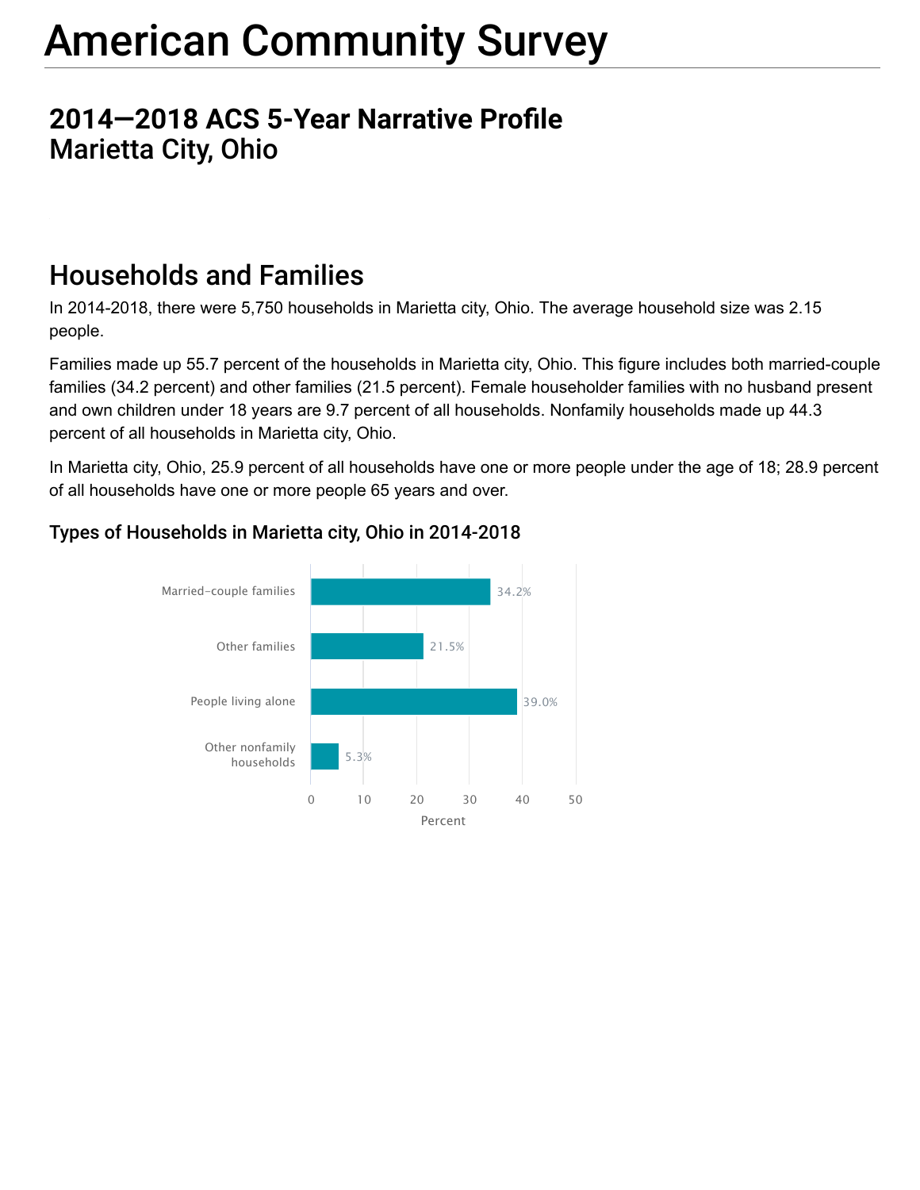# American Community Survey

## 2014—2018 ACS 5-Year Narrative Profile
## Marietta City, Ohio

## Households and Families

In 2014-2018, there were 5,750 households in Marietta city, Ohio. The average household size was 2.15 people.

Families made up 55.7 percent of the households in Marietta city, Ohio. This figure includes both married-couple families (34.2 percent) and other families (21.5 percent). Female householder families with no husband present and own children under 18 years are 9.7 percent of all households. Nonfamily households made up 44.3 percent of all households in Marietta city, Ohio.

In Marietta city, Ohio, 25.9 percent of all households have one or more people under the age of 18; 28.9 percent of all households have one or more people 65 years and over.

### Types of Households in Marietta city, Ohio in 2014-2018

| Household type | Percent |
|---|---|
| Married-couple families | 34.2% |
| Other families | 21.5% |
| People living alone | 39.0% |
| Other nonfamily households | 5.3% |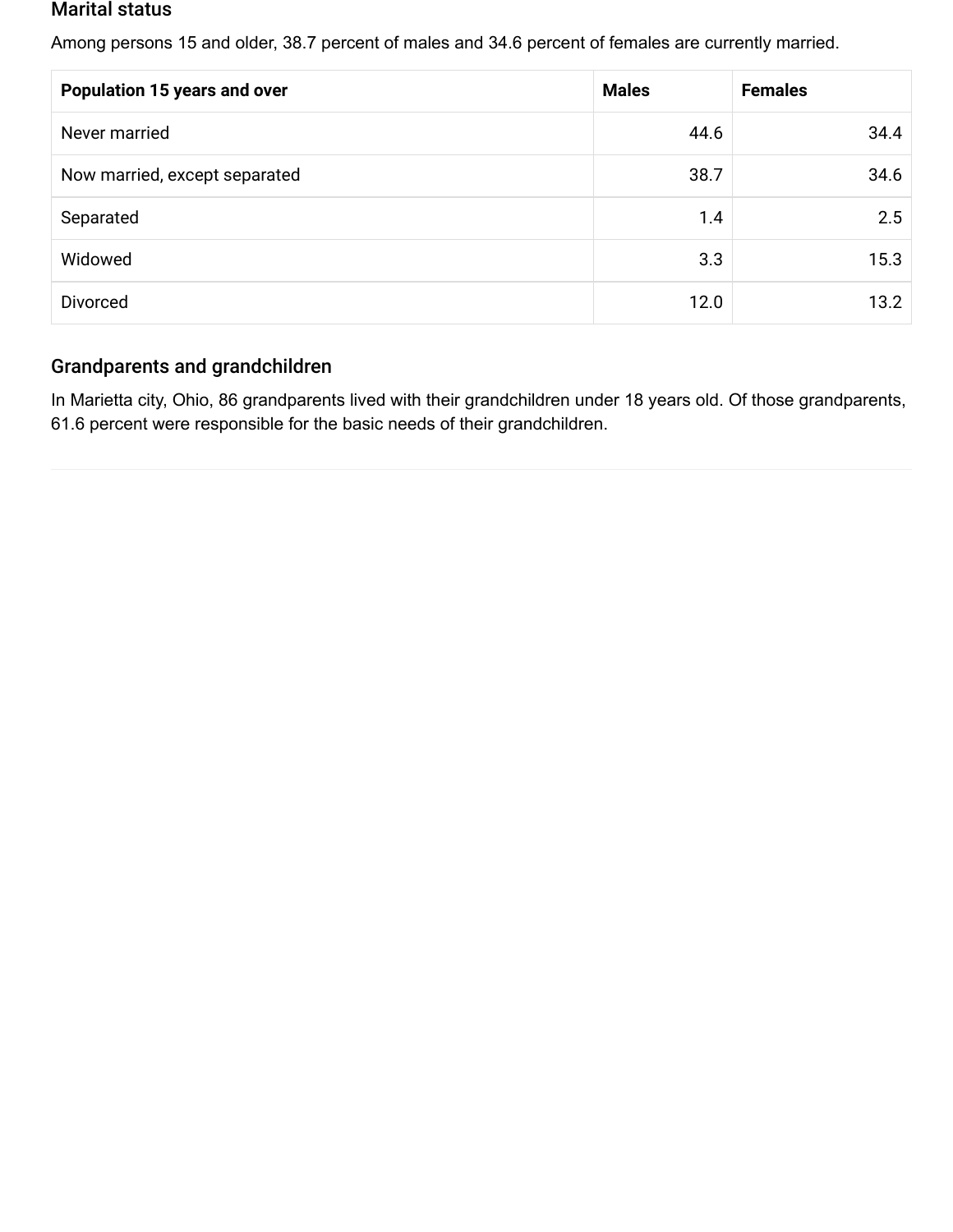## Marital status

Among persons 15 and older, 38.7 percent of males and 34.6 percent of females are currently married.

| Population 15 years and over | Males | Females |
| --- | --- | --- |
| Never married | 44.6 | 34.4 |
| Now married, except separated | 38.7 | 34.6 |
| Separated | 1.4 | 2.5 |
| Widowed | 3.3 | 15.3 |
| Divorced | 12.0 | 13.2 |

## Grandparents and grandchildren

In Marietta city, Ohio, 86 grandparents lived with their grandchildren under 18 years old. Of those grandparents, 61.6 percent were responsible for the basic needs of their grandchildren.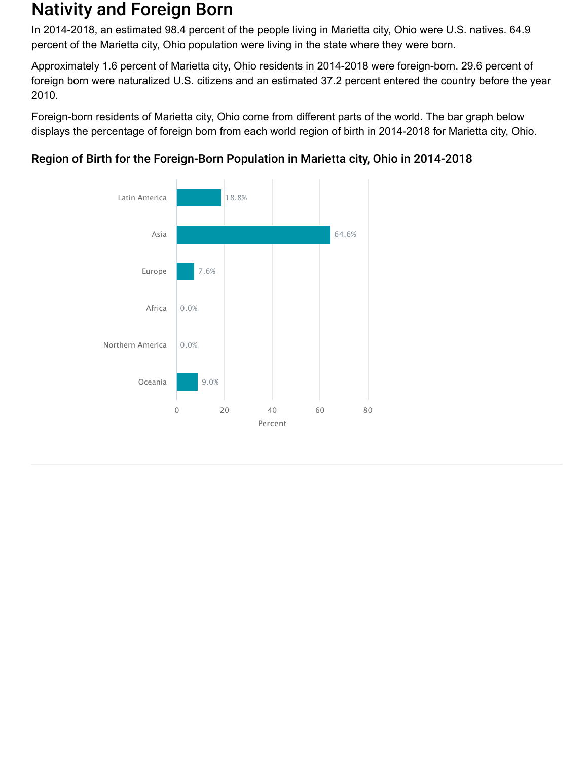# Nativity and Foreign Born

In 2014-2018, an estimated 98.4 percent of the people living in Marietta city, Ohio were U.S. natives. 64.9 percent of the Marietta city, Ohio population were living in the state where they were born.

Approximately 1.6 percent of Marietta city, Ohio residents in 2014-2018 were foreign-born. 29.6 percent of foreign born were naturalized U.S. citizens and an estimated 37.2 percent entered the country before the year 2010.

Foreign-born residents of Marietta city, Ohio come from different parts of the world. The bar graph below displays the percentage of foreign born from each world region of birth in 2014-2018 for Marietta city, Ohio.

## Region of Birth for the Foreign-Born Population in Marietta city, Ohio in 2014-2018

| Region | Percent |
| --- | --- |
| Latin America | 18.8% |
| Asia | 64.6% |
| Europe | 7.6% |
| Africa | 0.0% |
| Northern America | 0.0% |
| Oceania | 9.0% |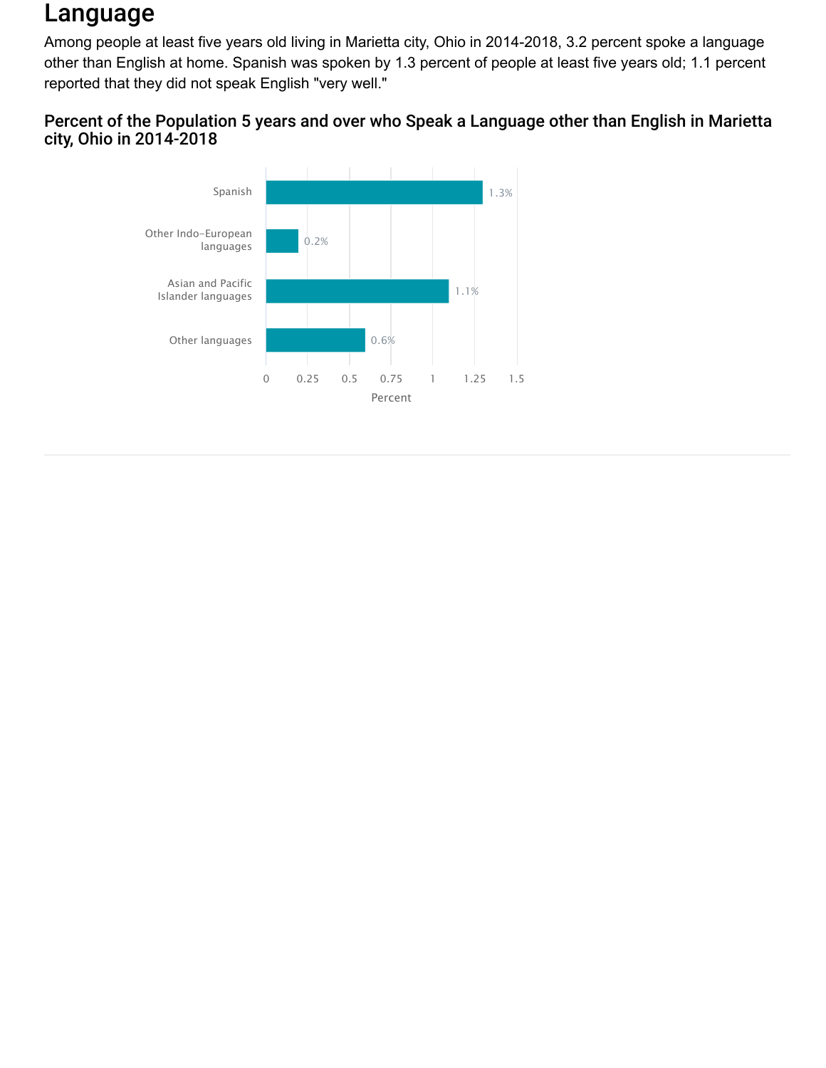# Language

Among people at least five years old living in Marietta city, Ohio in 2014-2018, 3.2 percent spoke a language other than English at home. Spanish was spoken by 1.3 percent of people at least five years old; 1.1 percent reported that they did not speak English "very well."

### Percent of the Population 5 years and over who Speak a Language other than English in Marietta city, Ohio in 2014-2018

| Language | Percent |
| --- | --- |
| Spanish | 1.3% |
| Other Indo-European languages | 0.2% |
| Asian and Pacific Islander languages | 1.1% |
| Other languages | 0.6% |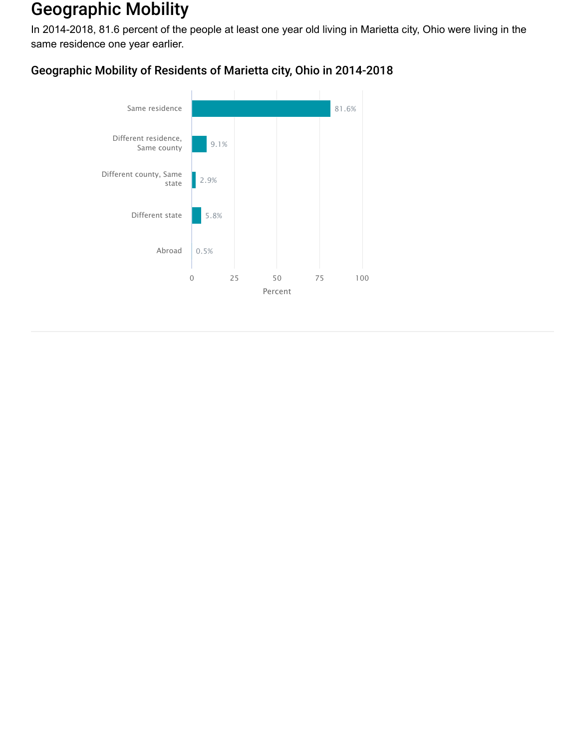# Geographic Mobility

In 2014-2018, 81.6 percent of the people at least one year old living in Marietta city, Ohio were living in the same residence one year earlier.

## Geographic Mobility of Residents of Marietta city, Ohio in 2014-2018

| Category | Percent |
| --- | --- |
| Same residence | 81.6% |
| Different residence, Same county | 9.1% |
| Different county, Same state | 2.9% |
| Different state | 5.8% |
| Abroad | 0.5% |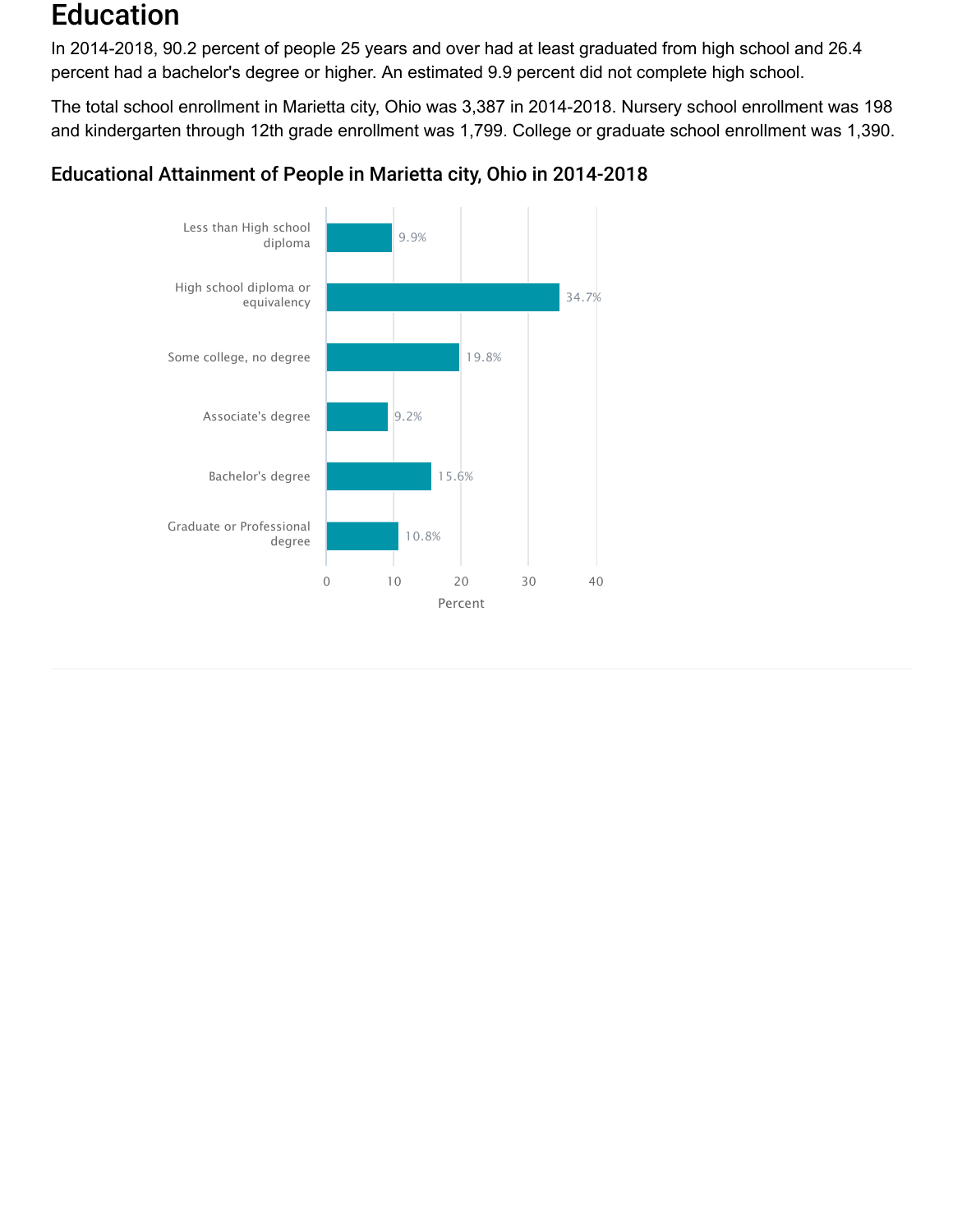# Education

In 2014-2018, 90.2 percent of people 25 years and over had at least graduated from high school and 26.4 percent had a bachelor's degree or higher. An estimated 9.9 percent did not complete high school.

The total school enrollment in Marietta city, Ohio was 3,387 in 2014-2018. Nursery school enrollment was 198 and kindergarten through 12th grade enrollment was 1,799. College or graduate school enrollment was 1,390.

### Educational Attainment of People in Marietta city, Ohio in 2014-2018

| Educational Attainment | Percent |
| --- | --- |
| Less than High school diploma | 9.9% |
| High school diploma or equivalency | 34.7% |
| Some college, no degree | 19.8% |
| Associate's degree | 9.2% |
| Bachelor's degree | 15.6% |
| Graduate or Professional degree | 10.8% |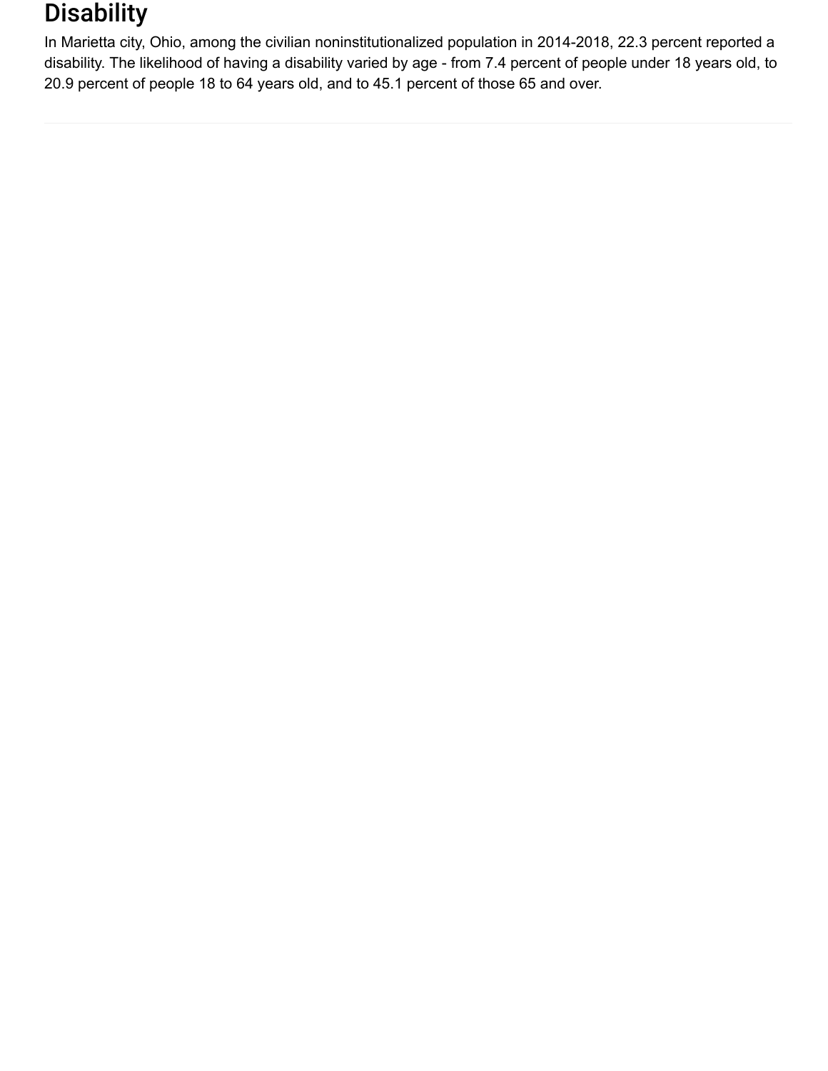## Disability

In Marietta city, Ohio, among the civilian noninstitutionalized population in 2014-2018, 22.3 percent reported a disability. The likelihood of having a disability varied by age - from 7.4 percent of people under 18 years old, to 20.9 percent of people 18 to 64 years old, and to 45.1 percent of those 65 and over.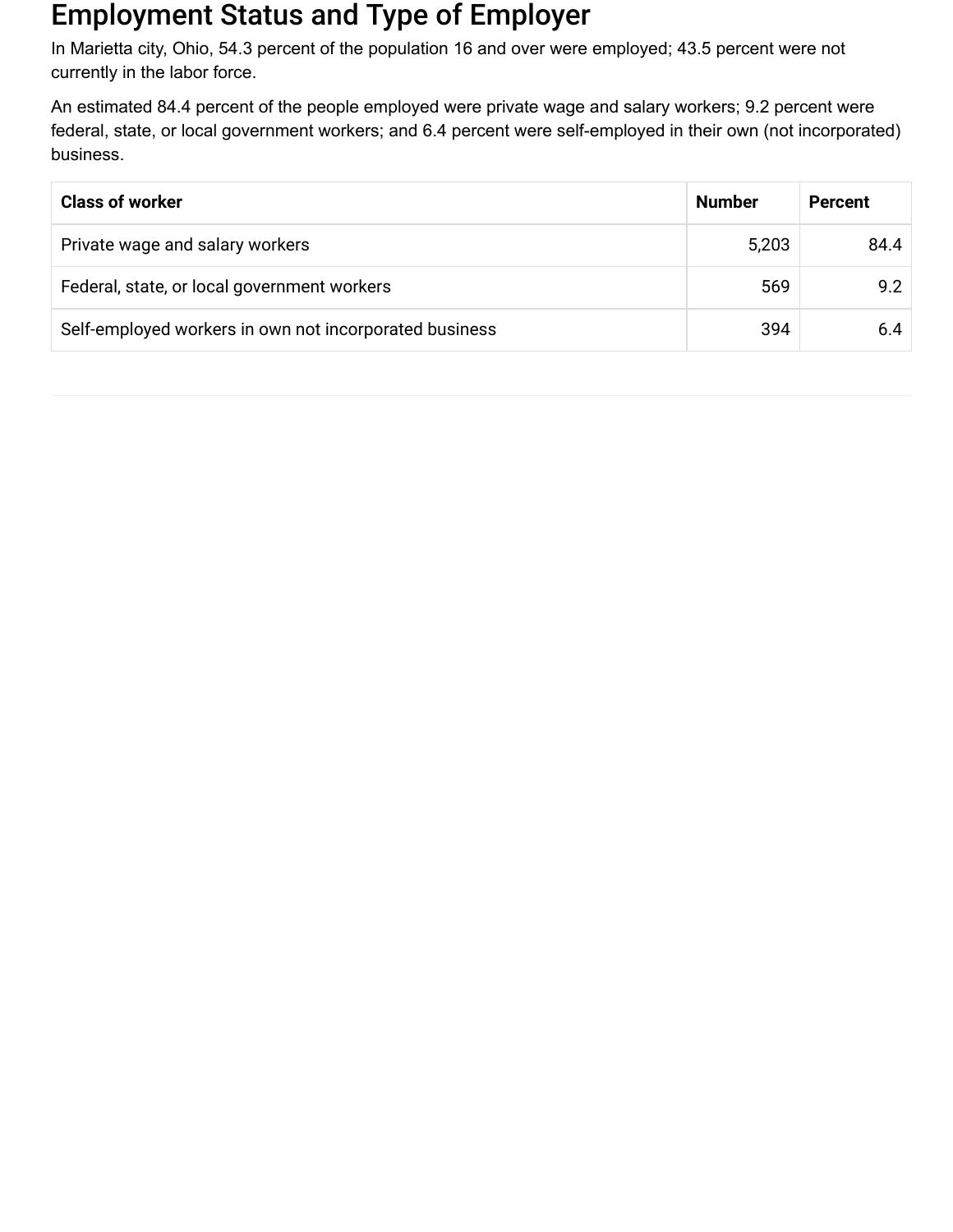# Employment Status and Type of Employer

In Marietta city, Ohio, 54.3 percent of the population 16 and over were employed; 43.5 percent were not currently in the labor force.

An estimated 84.4 percent of the people employed were private wage and salary workers; 9.2 percent were federal, state, or local government workers; and 6.4 percent were self-employed in their own (not incorporated) business.

| Class of worker | Number | Percent |
| --- | ---: | ---: |
| Private wage and salary workers | 5,203 | 84.4 |
| Federal, state, or local government workers | 569 | 9.2 |
| Self-employed workers in own not incorporated business | 394 | 6.4 |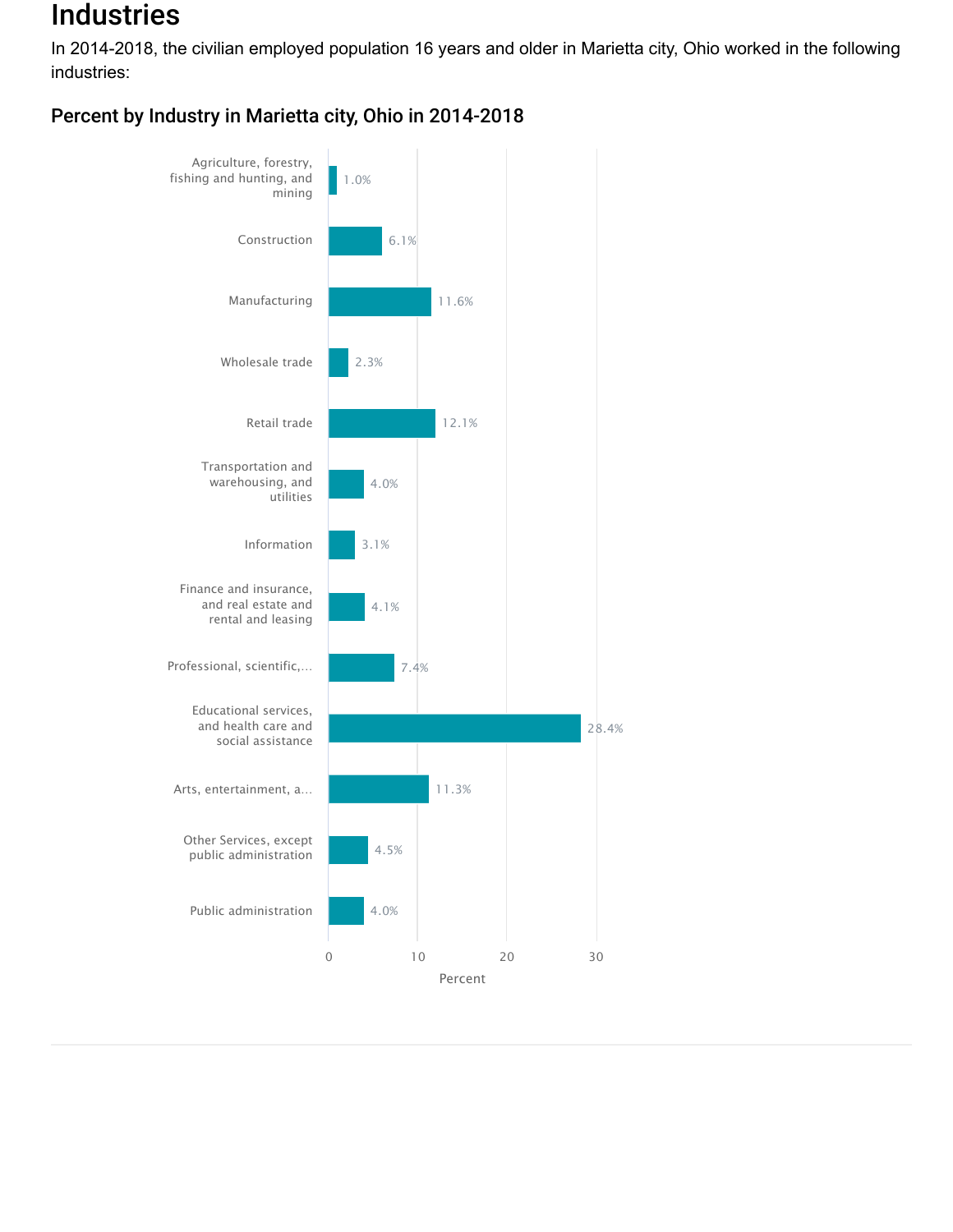# Industries

In 2014-2018, the civilian employed population 16 years and older in Marietta city, Ohio worked in the following industries:

## Percent by Industry in Marietta city, Ohio in 2014-2018

| Industry | Percent |
| --- | --- |
| Agriculture, forestry, fishing and hunting, and mining | 1.0% |
| Construction | 6.1% |
| Manufacturing | 11.6% |
| Wholesale trade | 2.3% |
| Retail trade | 12.1% |
| Transportation and warehousing, and utilities | 4.0% |
| Information | 3.1% |
| Finance and insurance, and real estate and rental and leasing | 4.1% |
| Professional, scientific,... | 7.4% |
| Educational services, and health care and social assistance | 28.4% |
| Arts, entertainment, a... | 11.3% |
| Other Services, except public administration | 4.5% |
| Public administration | 4.0% |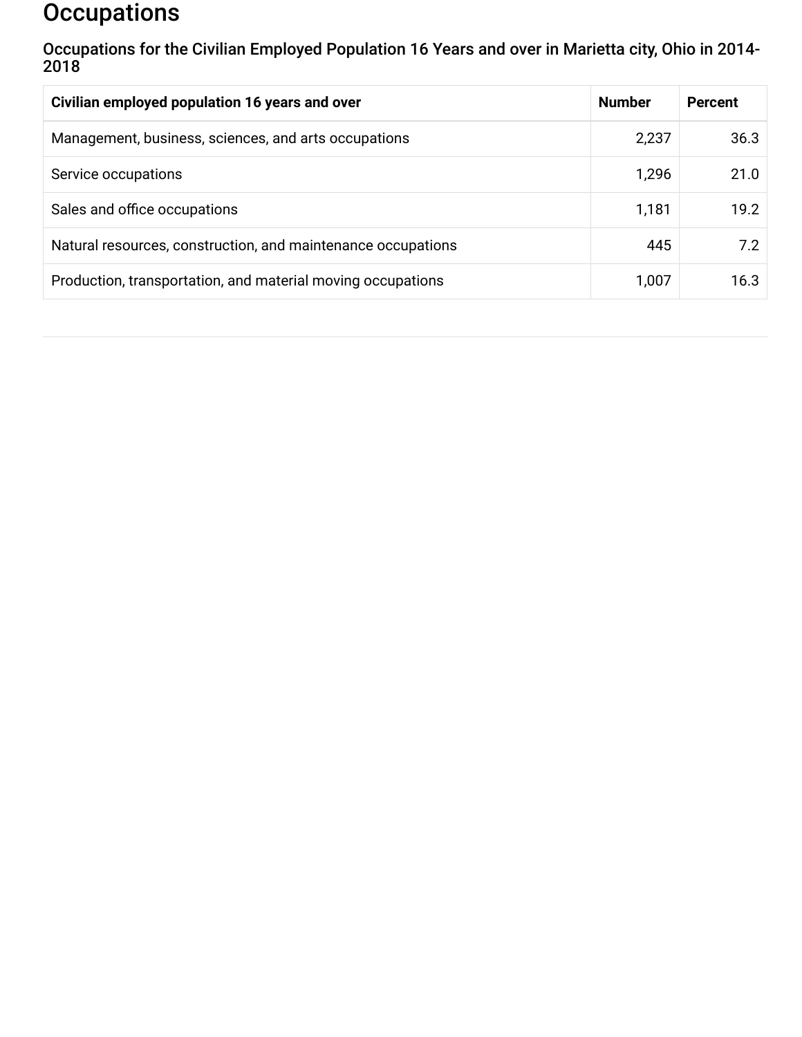# Occupations

### Occupations for the Civilian Employed Population 16 Years and over in Marietta city, Ohio in 2014-2018

| Civilian employed population 16 years and over | Number | Percent |
|---|---|---|
| Management, business, sciences, and arts occupations | 2,237 | 36.3 |
| Service occupations | 1,296 | 21.0 |
| Sales and office occupations | 1,181 | 19.2 |
| Natural resources, construction, and maintenance occupations | 445 | 7.2 |
| Production, transportation, and material moving occupations | 1,007 | 16.3 |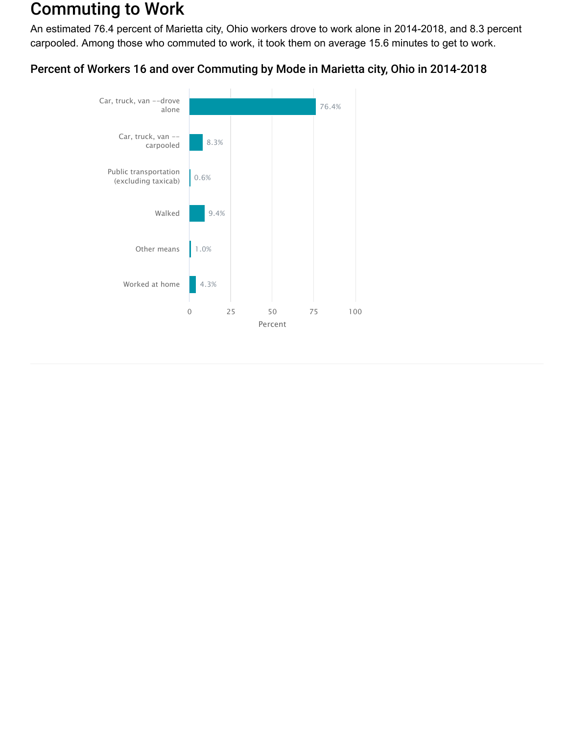# Commuting to Work

An estimated 76.4 percent of Marietta city, Ohio workers drove to work alone in 2014-2018, and 8.3 percent carpooled. Among those who commuted to work, it took them on average 15.6 minutes to get to work.

## Percent of Workers 16 and over Commuting by Mode in Marietta city, Ohio in 2014-2018

| Mode | Percent |
|---|---|
| Car, truck, van --drove alone | 76.4% |
| Car, truck, van --carpooled | 8.3% |
| Public transportation (excluding taxicab) | 0.6% |
| Walked | 9.4% |
| Other means | 1.0% |
| Worked at home | 4.3% |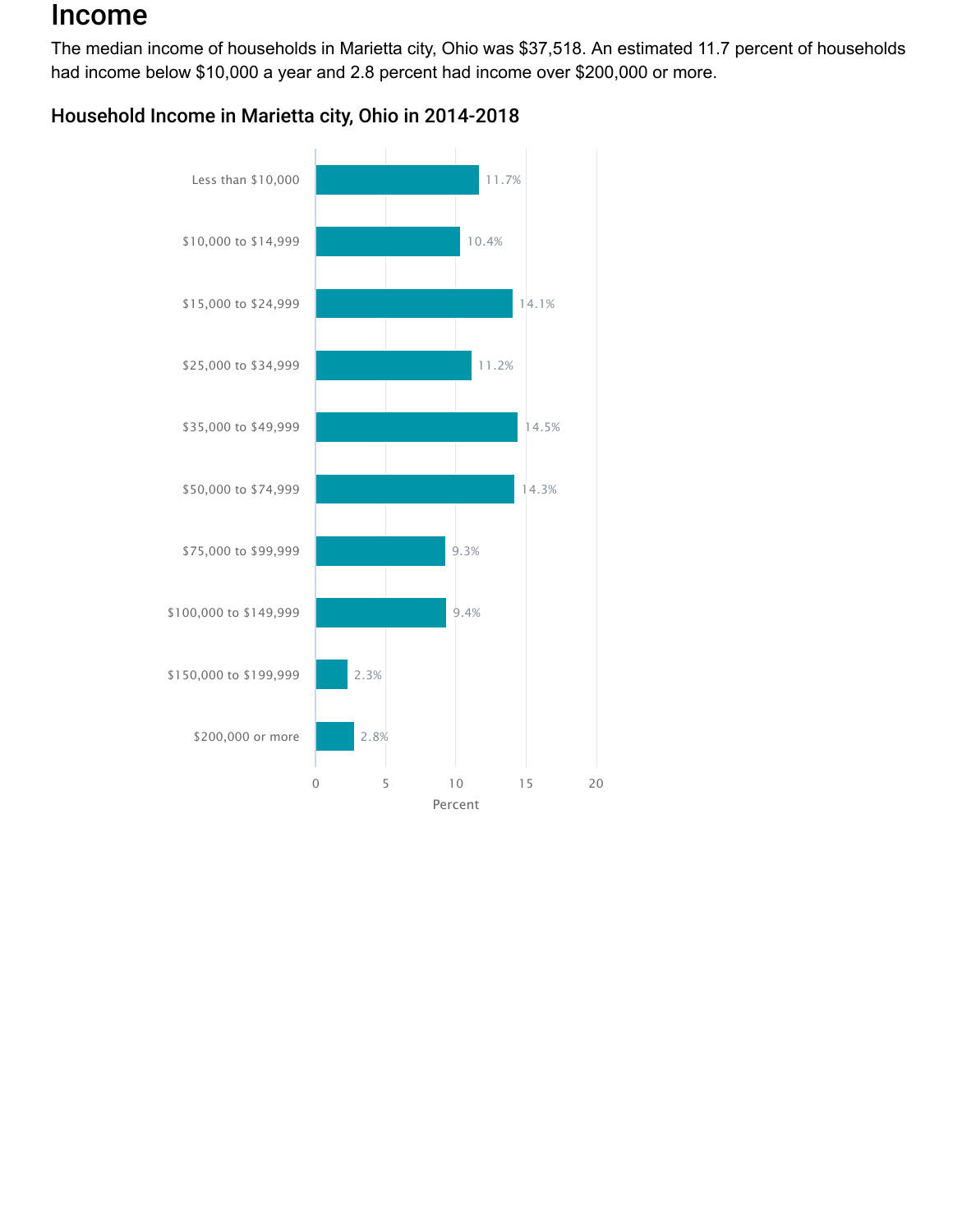# Income

The median income of households in Marietta city, Ohio was $37,518. An estimated 11.7 percent of households had income below $10,000 a year and 2.8 percent had income over $200,000 or more.

### Household Income in Marietta city, Ohio in 2014-2018

| Income | Percent |
| --- | --- |
| Less than $10,000 | 11.7% |
| $10,000 to $14,999 | 10.4% |
| $15,000 to $24,999 | 14.1% |
| $25,000 to $34,999 | 11.2% |
| $35,000 to $49,999 | 14.5% |
| $50,000 to $74,999 | 14.3% |
| $75,000 to $99,999 | 9.3% |
| $100,000 to $149,999 | 9.4% |
| $150,000 to $199,999 | 2.3% |
| $200,000 or more | 2.8% |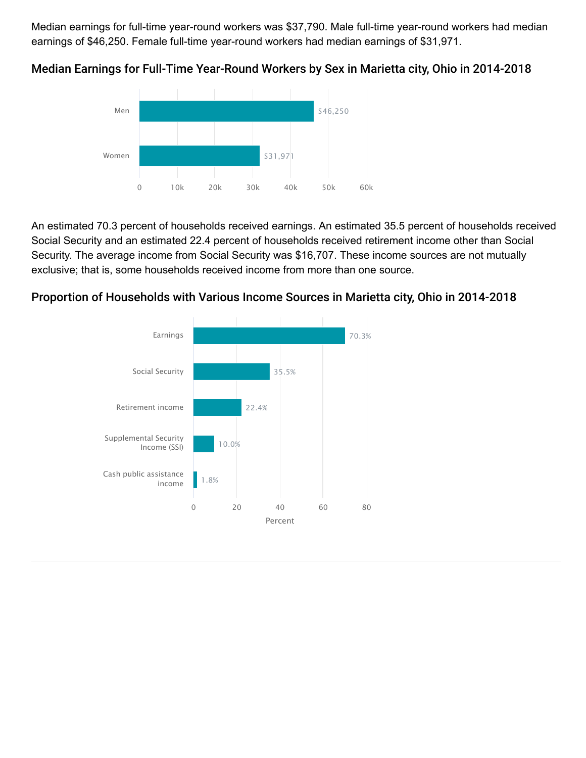Median earnings for full-time year-round workers was $37,790. Male full-time year-round workers had median earnings of $46,250. Female full-time year-round workers had median earnings of $31,971.

## Median Earnings for Full-Time Year-Round Workers by Sex in Marietta city, Ohio in 2014-2018

| Sex | Median Earnings |
|---|---|
| Men | $46,250 |
| Women | $31,971 |

An estimated 70.3 percent of households received earnings. An estimated 35.5 percent of households received Social Security and an estimated 22.4 percent of households received retirement income other than Social Security. The average income from Social Security was $16,707. These income sources are not mutually exclusive; that is, some households received income from more than one source.

## Proportion of Households with Various Income Sources in Marietta city, Ohio in 2014-2018

| Income Source | Percent |
|---|---|
| Earnings | 70.3% |
| Social Security | 35.5% |
| Retirement income | 22.4% |
| Supplemental Security Income (SSI) | 10.0% |
| Cash public assistance income | 1.8% |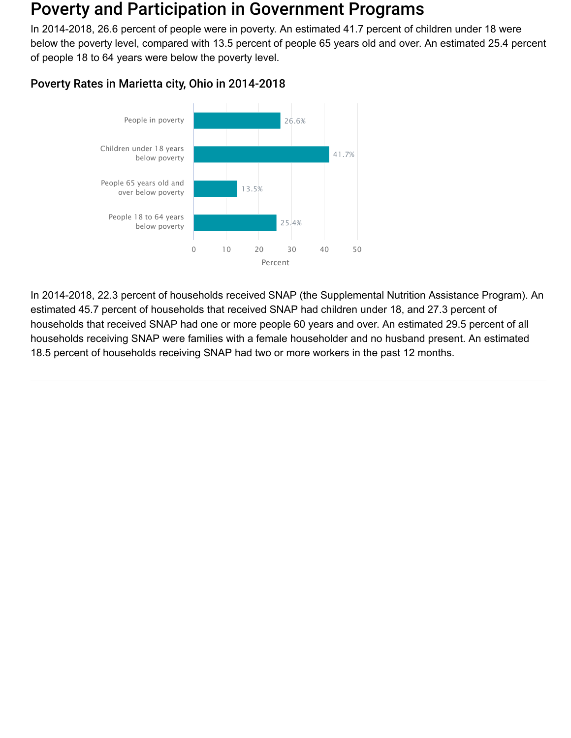# Poverty and Participation in Government Programs

In 2014-2018, 26.6 percent of people were in poverty. An estimated 41.7 percent of children under 18 were below the poverty level, compared with 13.5 percent of people 65 years old and over. An estimated 25.4 percent of people 18 to 64 years were below the poverty level.

## Poverty Rates in Marietta city, Ohio in 2014-2018

| Category | Percent |
|---|---|
| People in poverty | 26.6% |
| Children under 18 years below poverty | 41.7% |
| People 65 years old and over below poverty | 13.5% |
| People 18 to 64 years below poverty | 25.4% |

In 2014-2018, 22.3 percent of households received SNAP (the Supplemental Nutrition Assistance Program). An estimated 45.7 percent of households that received SNAP had children under 18, and 27.3 percent of households that received SNAP had one or more people 60 years and over. An estimated 29.5 percent of all households receiving SNAP were families with a female householder and no husband present. An estimated 18.5 percent of households receiving SNAP had two or more workers in the past 12 months.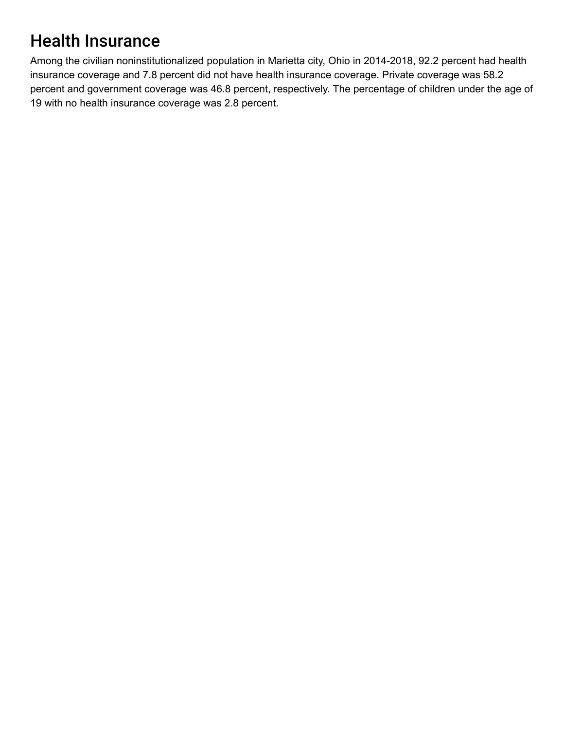# Health Insurance

Among the civilian noninstitutionalized population in Marietta city, Ohio in 2014-2018, 92.2 percent had health insurance coverage and 7.8 percent did not have health insurance coverage. Private coverage was 58.2 percent and government coverage was 46.8 percent, respectively. The percentage of children under the age of 19 with no health insurance coverage was 2.8 percent.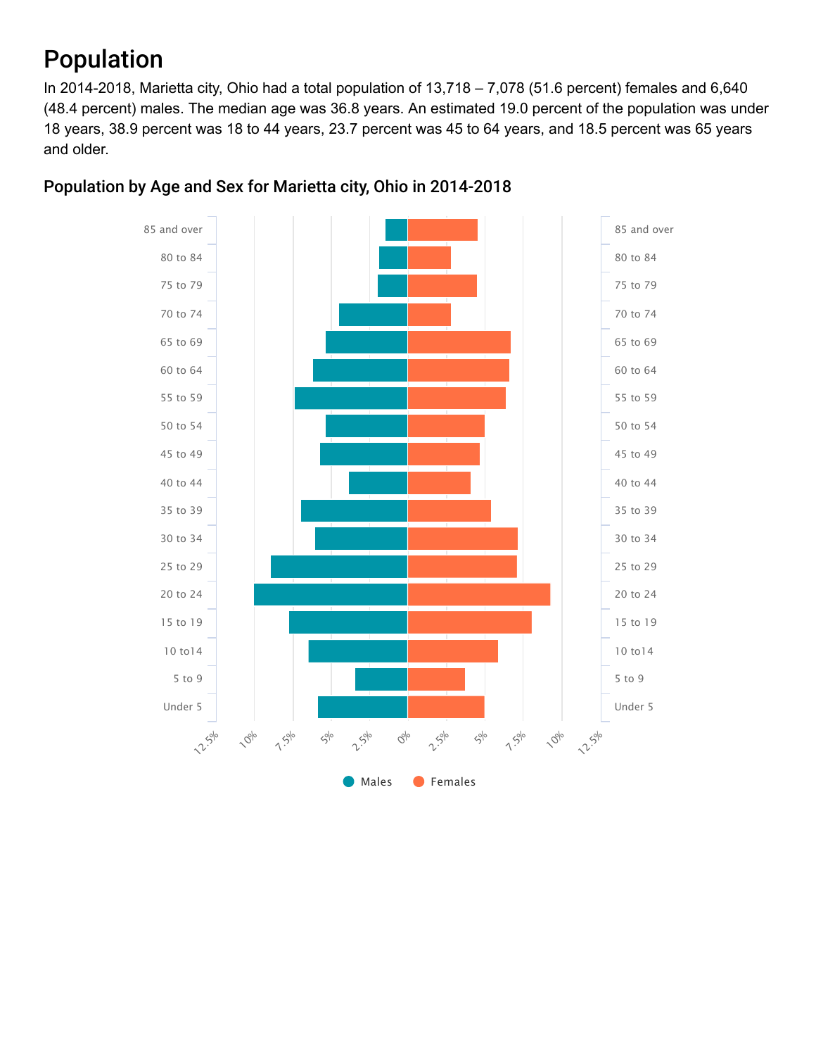# Population

In 2014-2018, Marietta city, Ohio had a total population of 13,718 – 7,078 (51.6 percent) females and 6,640 (48.4 percent) males. The median age was 36.8 years. An estimated 19.0 percent of the population was under 18 years, 38.9 percent was 18 to 44 years, 23.7 percent was 45 to 64 years, and 18.5 percent was 65 years and older.

## Population by Age and Sex for Marietta city, Ohio in 2014-2018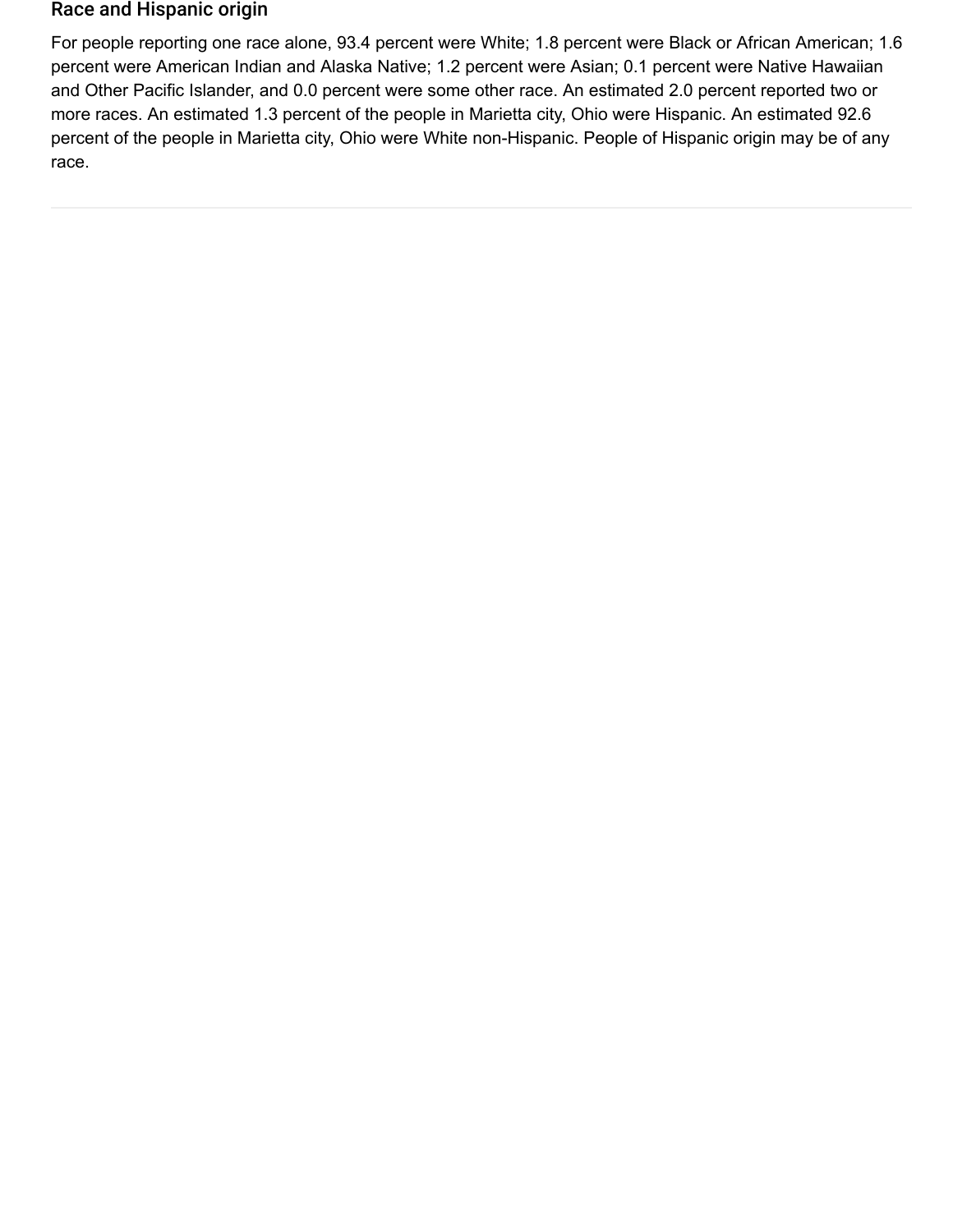## Race and Hispanic origin

For people reporting one race alone, 93.4 percent were White; 1.8 percent were Black or African American; 1.6 percent were American Indian and Alaska Native; 1.2 percent were Asian; 0.1 percent were Native Hawaiian and Other Pacific Islander, and 0.0 percent were some other race. An estimated 2.0 percent reported two or more races. An estimated 1.3 percent of the people in Marietta city, Ohio were Hispanic. An estimated 92.6 percent of the people in Marietta city, Ohio were White non-Hispanic. People of Hispanic origin may be of any race.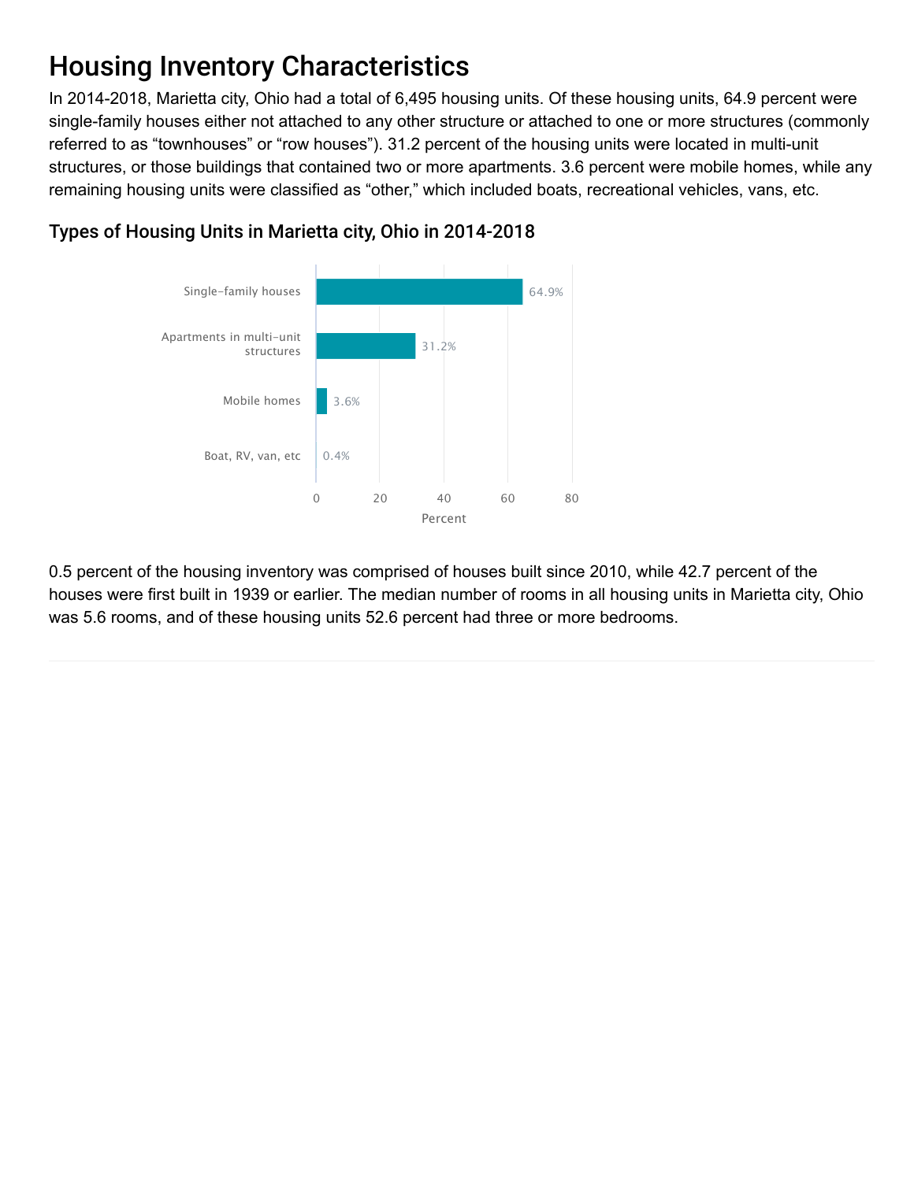# Housing Inventory Characteristics

In 2014-2018, Marietta city, Ohio had a total of 6,495 housing units. Of these housing units, 64.9 percent were single-family houses either not attached to any other structure or attached to one or more structures (commonly referred to as "townhouses" or "row houses"). 31.2 percent of the housing units were located in multi-unit structures, or those buildings that contained two or more apartments. 3.6 percent were mobile homes, while any remaining housing units were classified as "other," which included boats, recreational vehicles, vans, etc.

## Types of Housing Units in Marietta city, Ohio in 2014-2018

| Type | Percent |
| --- | --- |
| Single-family houses | 64.9% |
| Apartments in multi-unit structures | 31.2% |
| Mobile homes | 3.6% |
| Boat, RV, van, etc | 0.4% |

0.5 percent of the housing inventory was comprised of houses built since 2010, while 42.7 percent of the houses were first built in 1939 or earlier. The median number of rooms in all housing units in Marietta city, Ohio was 5.6 rooms, and of these housing units 52.6 percent had three or more bedrooms.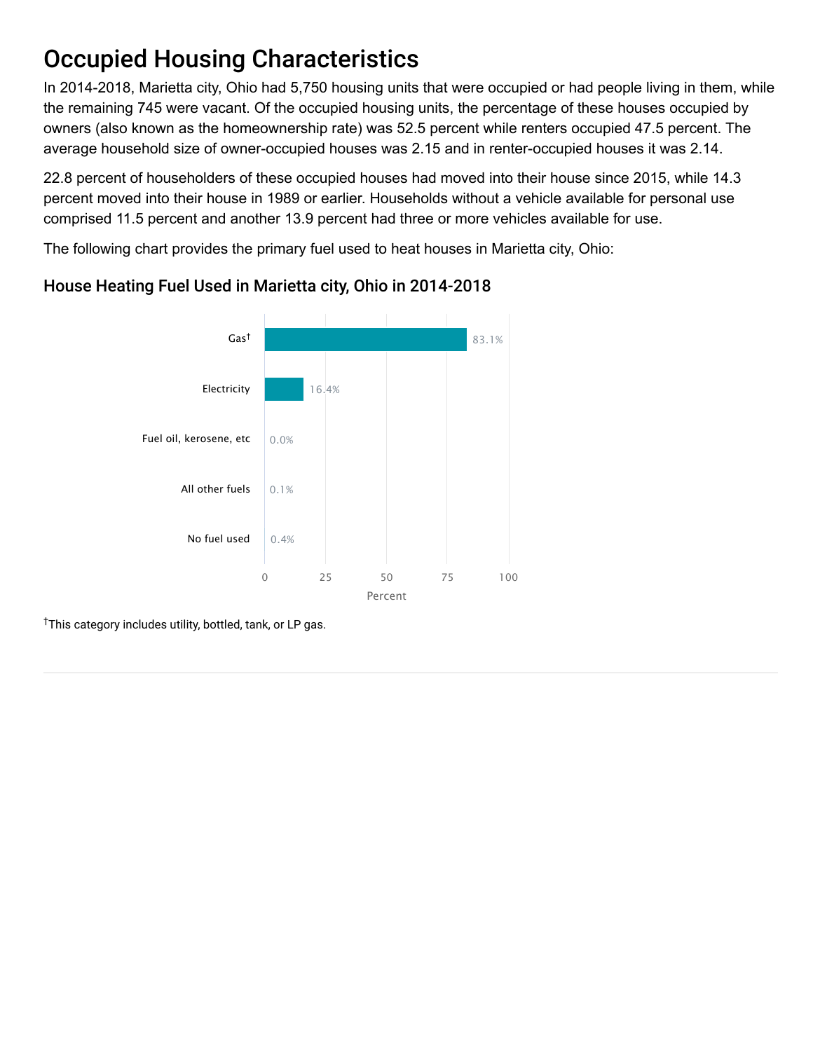# Occupied Housing Characteristics

In 2014-2018, Marietta city, Ohio had 5,750 housing units that were occupied or had people living in them, while the remaining 745 were vacant. Of the occupied housing units, the percentage of these houses occupied by owners (also known as the homeownership rate) was 52.5 percent while renters occupied 47.5 percent. The average household size of owner-occupied houses was 2.15 and in renter-occupied houses it was 2.14.

22.8 percent of householders of these occupied houses had moved into their house since 2015, while 14.3 percent moved into their house in 1989 or earlier. Households without a vehicle available for personal use comprised 11.5 percent and another 13.9 percent had three or more vehicles available for use.

The following chart provides the primary fuel used to heat houses in Marietta city, Ohio:

## House Heating Fuel Used in Marietta city, Ohio in 2014-2018

| Fuel | Percent |
| --- | --- |
| Gas† | 83.1% |
| Electricity | 16.4% |
| Fuel oil, kerosene, etc | 0.0% |
| All other fuels | 0.1% |
| No fuel used | 0.4% |

†This category includes utility, bottled, tank, or LP gas.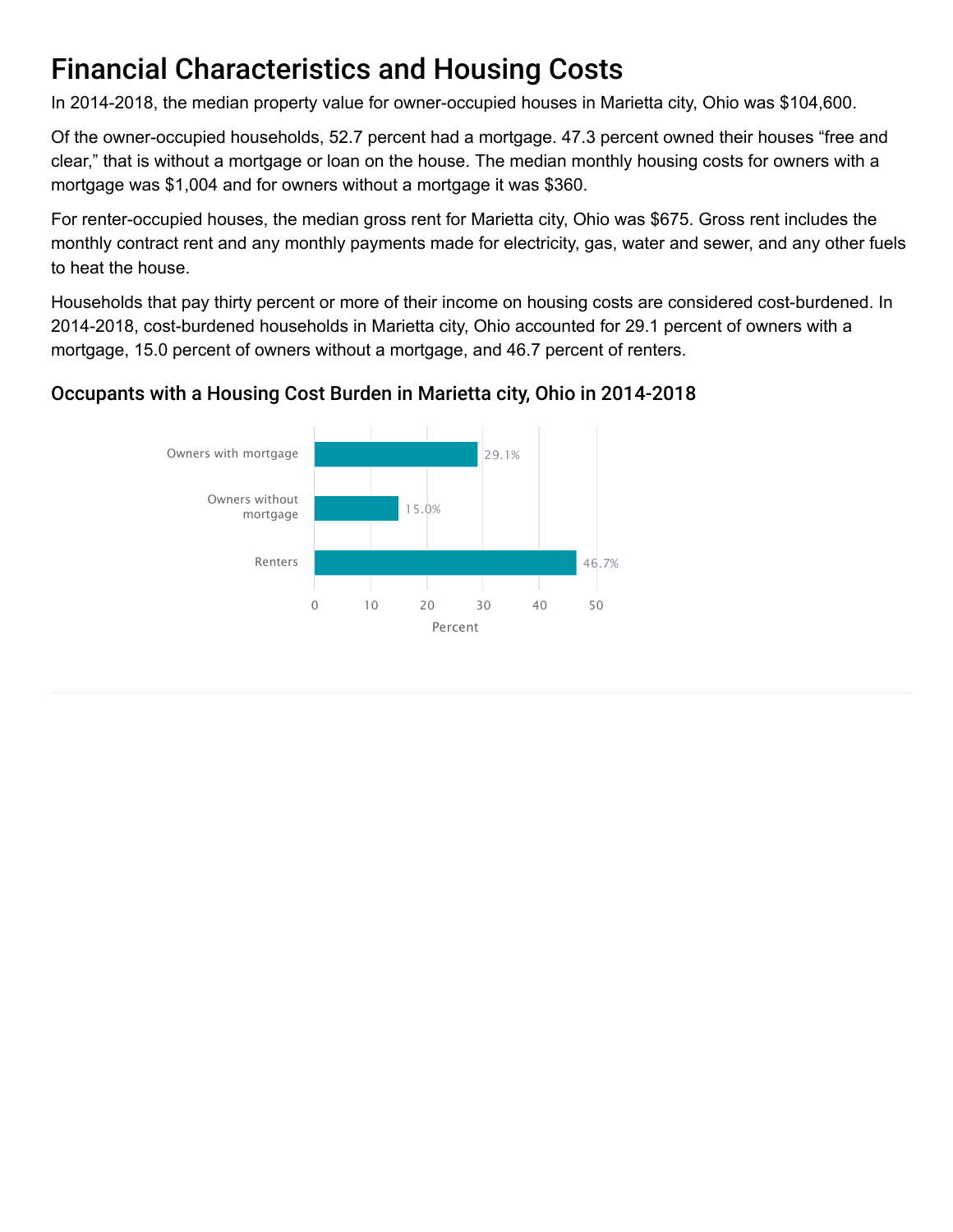# Financial Characteristics and Housing Costs

In 2014-2018, the median property value for owner-occupied houses in Marietta city, Ohio was $104,600.

Of the owner-occupied households, 52.7 percent had a mortgage. 47.3 percent owned their houses "free and clear," that is without a mortgage or loan on the house. The median monthly housing costs for owners with a mortgage was $1,004 and for owners without a mortgage it was $360.

For renter-occupied houses, the median gross rent for Marietta city, Ohio was $675. Gross rent includes the monthly contract rent and any monthly payments made for electricity, gas, water and sewer, and any other fuels to heat the house.

Households that pay thirty percent or more of their income on housing costs are considered cost-burdened. In 2014-2018, cost-burdened households in Marietta city, Ohio accounted for 29.1 percent of owners with a mortgage, 15.0 percent of owners without a mortgage, and 46.7 percent of renters.

## Occupants with a Housing Cost Burden in Marietta city, Ohio in 2014-2018

| Category | Percent |
| --- | --- |
| Owners with mortgage | 29.1% |
| Owners without mortgage | 15.0% |
| Renters | 46.7% |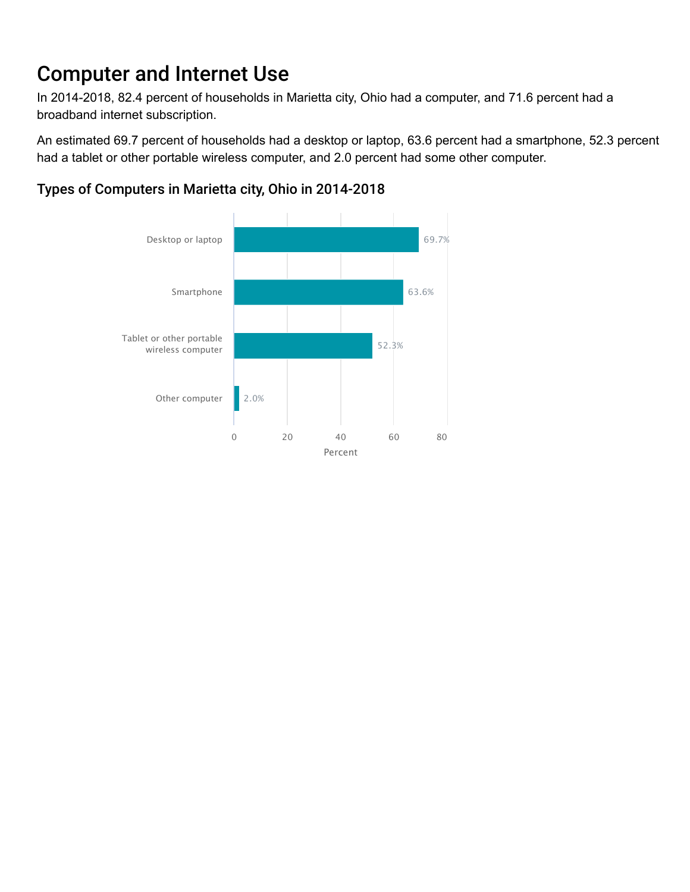# Computer and Internet Use

In 2014-2018, 82.4 percent of households in Marietta city, Ohio had a computer, and 71.6 percent had a broadband internet subscription.

An estimated 69.7 percent of households had a desktop or laptop, 63.6 percent had a smartphone, 52.3 percent had a tablet or other portable wireless computer, and 2.0 percent had some other computer.

## Types of Computers in Marietta city, Ohio in 2014-2018

| Type | Percent |
| --- | --- |
| Desktop or laptop | 69.7% |
| Smartphone | 63.6% |
| Tablet or other portable wireless computer | 52.3% |
| Other computer | 2.0% |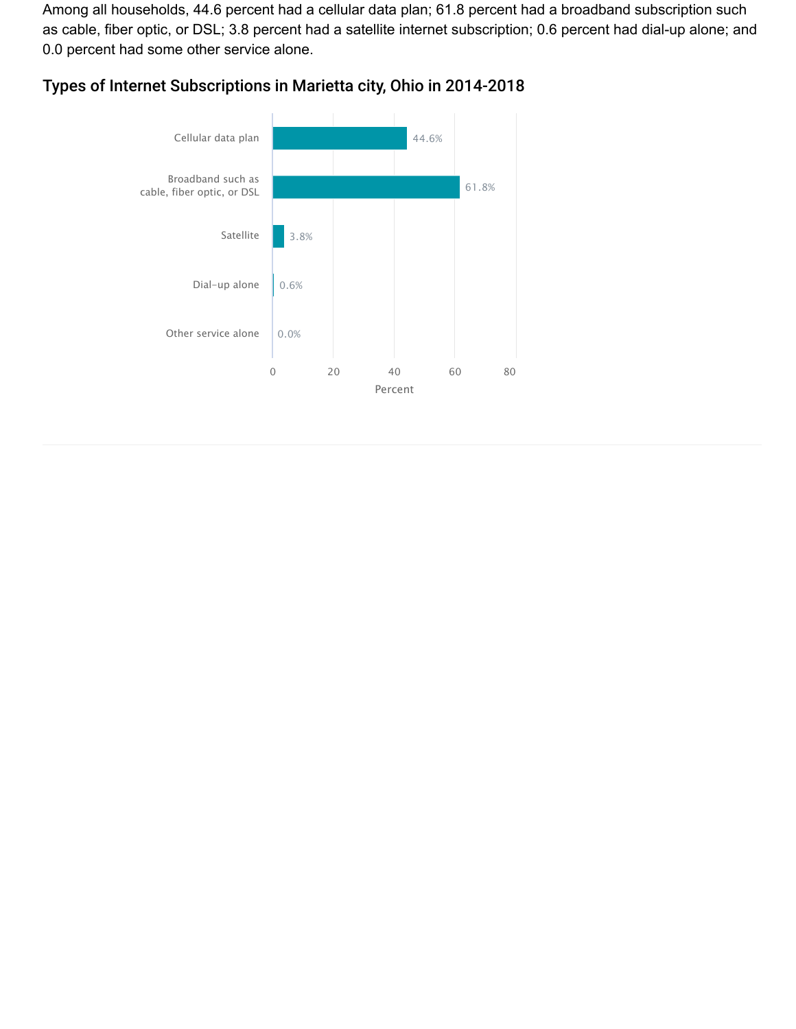Among all households, 44.6 percent had a cellular data plan; 61.8 percent had a broadband subscription such as cable, fiber optic, or DSL; 3.8 percent had a satellite internet subscription; 0.6 percent had dial-up alone; and 0.0 percent had some other service alone.

## Types of Internet Subscriptions in Marietta city, Ohio in 2014-2018

Cellular data plan
44.6%
Broadband such as cable, fiber optic, or DSL
61.8%
Satellite
3.8%
Dial-up alone
0.6%
Other service alone
0.0%

0
20
40
60
80
Percent